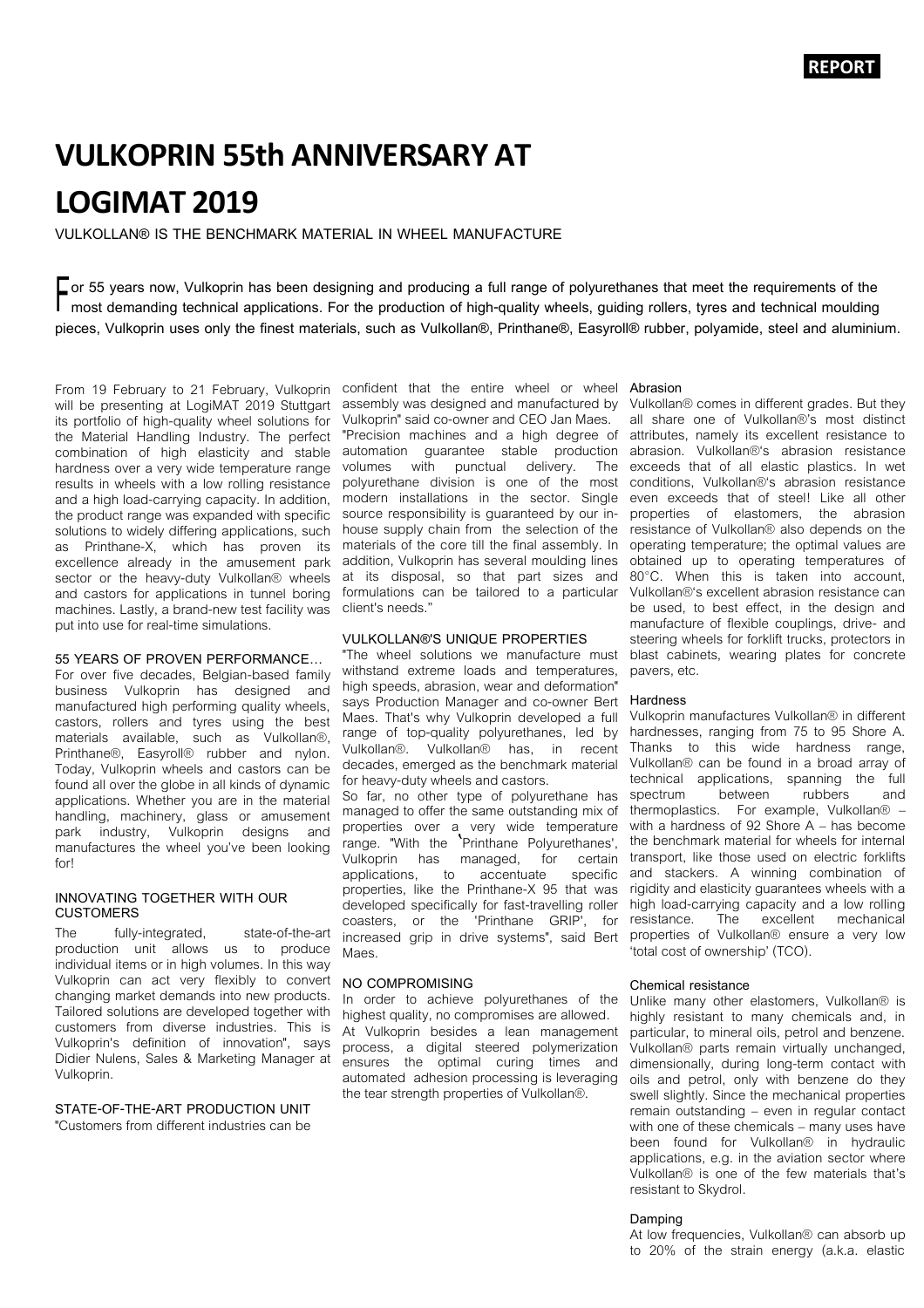# VULKOPRIN 55th ANNIVERSARY AT LOGIMAT 2019

VULKOLLAN® IS THE BENCHMARK MATERIAL IN WHEEL MANUFACTURE

**For 55 years now, Vulkoprin has been designing and producing a full range of polyurethanes that meet the requirements of the most demanding technical applications. For the production of high-quality wheels, guiding rollers, tyres and technical moulding pieces, Vulkoprin uses only the finest materials, such as Vulkollan®, Printhane®, Easyroll® rubber, polyamide, steel and aluminium.**

From 19 February to 21 February, Vulkoprin will be presenting at LogiMAT 2019 Stuttgart its portfolio of high-quality wheel solutions for the Material Handling Industry. The perfect combination of high elasticity and stable hardness over a very wide temperature range results in wheels with a low rolling resistance and a high load-carrying capacity. In addition, the product range was expanded with specific solutions to widely differing applications, such as Printhane-X, which has proven its excellence already in the amusement park sector or the heavy-duty Vulkollan® wheels and castors for applications in tunnel boring machines. Lastly, a brand-new test facility was put into use for real-time simulations.

## 55 YEARS OF PROVEN PERFORMANCE…

For over five decades, Belgian-based family business Vulkoprin has designed and manufactured high performing quality wheels, castors, rollers and tyres using the best materials available, such as Vulkollan®, Printhane®, Easyroll® rubber and nylon. Today, Vulkoprin wheels and castors can be found all over the globe in all kinds of dynamic applications. Whether you are in the material handling, machinery, glass or amusement park industry, Vulkoprin designs and manufactures the wheel you've been looking for!

## INNOVATING TOGETHER WITH OUR CUSTOMERS

The fully-integrated, state-of-the-art production unit allows us to produce individual items or in high volumes. In this way Vulkoprin can act very flexibly to convert changing market demands into new products. Tailored solutions are developed together with customers from diverse industries. This is Vulkoprin's definition of innovation", says Didier Nulens, Sales & Marketing Manager at Vulkoprin.

## STATE-OF-THE-ART PRODUCTION UNIT

"Customers from different industries can be confident that the entire wheel or wheel assembly was designed and manufactured by Vulkoprin" said co-owner and CEO Jan Maes. "Precision machines and a high degree of automation guarantee stable production volumes with punctual delivery. The polyurethane division is one of the most modern installations in the sector. Single source responsibility is guaranteed by our in-house supply chain from the selection of the materials of the core till the final assembly. In addition, Vulkoprin has several moulding lines at its disposal, so that part sizes and formulations can be tailored to a particular client's needs."

## VULKOLLAN®'S UNIQUE PROPERTIES

"The wheel solutions we manufacture must withstand extreme loads and temperatures, high speeds, abrasion, wear and deformation" says Production Manager and co-owner Bert Maes. That's why Vulkoprin developed a full range of top-quality polyurethanes, led by Vulkollan®. Vulkollan® has, in recent decades, emerged as the benchmark material for heavy-duty wheels and castors.

So far, no other type of polyurethane has managed to offer the same outstanding mix of properties over a very wide temperature range. "With the 'Printhane Polyurethanes', Vulkoprin has managed, for certain applications, to accentuate specific properties, like the Printhane-X 95 that was developed specifically for fast-travelling roller coasters, or the 'Printhane GRIP', for increased grip in drive systems", said Bert Maes.

## NO COMPROMISING

In order to achieve polyurethanes of the highest quality, no compromises are allowed.

At Vulkoprin besides a lean management process, a digital steered polymerization ensures the optimal curing times and automated adhesion processing is leveraging the tear strength properties of Vulkollan®.

### Abrasion

Vulkollan® comes in different grades. But they all share one of Vulkollan®'s most distinct attributes, namely its excellent resistance to abrasion. Vulkollan®'s abrasion resistance exceeds that of all elastic plastics. In wet conditions, Vulkollan®'s abrasion resistance even exceeds that of steel! Like all other properties of elastomers, the abrasion resistance of Vulkollan® also depends on the operating temperature; the optimal values are obtained up to operating temperatures of 80°C. When this is taken into account, Vulkollan®'s excellent abrasion resistance can be used, to best effect, in the design and manufacture of flexible couplings, drive- and steering wheels for forklift trucks, protectors in blast cabinets, wearing plates for concrete pavers, etc.

### Hardness

Vulkoprin manufactures Vulkollan® in different hardnesses, ranging from 75 to 95 Shore A. Thanks to this wide hardness range, Vulkollan® can be found in a broad array of technical applications, spanning the full spectrum between rubbers and thermoplastics. For example, Vulkollan® – with a hardness of 92 Shore A – has become the benchmark material for wheels for internal transport, like those used on electric forklifts and stackers. A winning combination of rigidity and elasticity guarantees wheels with a high load-carrying capacity and a low rolling resistance. The excellent mechanical properties of Vulkollan® ensure a very low 'total cost of ownership' (TCO).

### Chemical resistance

Unlike many other elastomers, Vulkollan® is highly resistant to many chemicals and, in particular, to mineral oils, petrol and benzene. Vulkollan® parts remain virtually unchanged, dimensionally, during long-term contact with oils and petrol, only with benzene do they swell slightly. Since the mechanical properties remain outstanding – even in regular contact with one of these chemicals – many uses have been found for Vulkollan® in hydraulic applications, e.g. in the aviation sector where Vulkollan® is one of the few materials that's resistant to Skydrol.

### Damping

At low frequencies, Vulkollan® can absorb up to 20% of the strain energy (a.k.a. elastic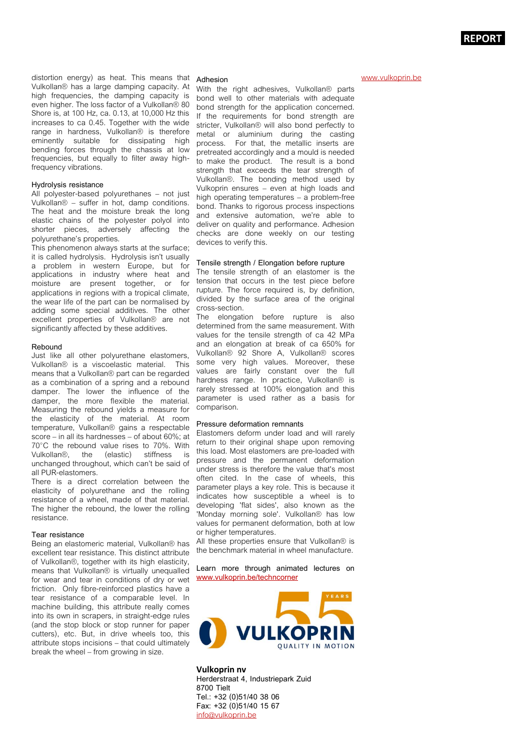distortion energy) as heat. This means that Vulkollan® has a large damping capacity. At high frequencies, the damping capacity is even higher. The loss factor of a Vulkollan® 80 Shore is, at 100 Hz, ca. 0.13, at 10,000 Hz this increases to ca 0.45. Together with the wide range in hardness, Vulkollan® is therefore eminently suitable for dissipating high bending forces through the chassis at low frequencies, but equally to filter away high-frequency vibrations.

## Hydrolysis resistance

All polyester-based polyurethanes – not just Vulkollan® – suffer in hot, damp conditions. The heat and the moisture break the long elastic chains of the polyester polyol into shorter pieces, adversely affecting the polyurethane's properties.

This phenomenon always starts at the surface; it is called hydrolysis. Hydrolysis isn't usually a problem in western Europe, but for applications in industry where heat and moisture are present together, or for applications in regions with a tropical climate, the wear life of the part can be normalised by adding some special additives. The other excellent properties of Vulkollan® are not significantly affected by these additives.

## Rebound

Just like all other polyurethane elastomers, Vulkollan® is a viscoelastic material. This means that a Vulkollan® part can be regarded as a combination of a spring and a rebound damper. The lower the influence of the damper, the more flexible the material. Measuring the rebound yields a measure for the elasticity of the material. At room temperature, Vulkollan® gains a respectable score – in all its hardnesses – of about 60%; at 70°C the rebound value rises to 70%. With Vulkollan®, the (elastic) stiffness is unchanged throughout, which can't be said of all PUR-elastomers.

There is a direct correlation between the elasticity of polyurethane and the rolling resistance of a wheel, made of that material. The higher the rebound, the lower the rolling resistance.

## Tear resistance

Being an elastomeric material, Vulkollan® has excellent tear resistance. This distinct attribute of Vulkollan®, together with its high elasticity, means that Vulkollan® is virtually unequalled for wear and tear in conditions of dry or wet friction. Only fibre-reinforced plastics have a tear resistance of a comparable level. In machine building, this attribute really comes into its own in scrapers, in straight-edge rules (and the stop block or stop runner for paper cutters), etc. But, in drive wheels too, this attribute stops incisions – that could ultimately break the wheel – from growing in size.

## Adhesion

With the right adhesives, Vulkollan® parts bond well to other materials with adequate bond strength for the application concerned. If the requirements for bond strength are stricter, Vulkollan® will also bond perfectly to metal or aluminium during the casting process. For that, the metallic inserts are pretreated accordingly and a mould is needed to make the product. The result is a bond strength that exceeds the tear strength of Vulkollan®. The bonding method used by Vulkoprin ensures – even at high loads and high operating temperatures – a problem-free bond. Thanks to rigorous process inspections and extensive automation, we're able to deliver on quality and performance. Adhesion checks are done weekly on our testing devices to verify this.

## Tensile strength / Elongation before rupture

The tensile strength of an elastomer is the tension that occurs in the test piece before rupture. The force required is, by definition, divided by the surface area of the original cross-section.

The elongation before rupture is also determined from the same measurement. With values for the tensile strength of ca 42 MPa and an elongation at break of ca 650% for Vulkollan® 92 Shore A, Vulkollan® scores some very high values. Moreover, these values are fairly constant over the full hardness range. In practice, Vulkollan® is rarely stressed at 100% elongation and this parameter is used rather as a basis for comparison.

## Pressure deformation remnants

Elastomers deform under load and will rarely return to their original shape upon removing this load. Most elastomers are pre-loaded with pressure and the permanent deformation under stress is therefore the value that's most often cited. In the case of wheels, this parameter plays a key role. This is because it indicates how susceptible a wheel is to developing 'flat sides', also known as the 'Monday morning sole'. Vulkollan® has low values for permanent deformation, both at low or higher temperatures.

All these properties ensure that Vulkollan® is the benchmark material in wheel manufacture.

Learn more through animated lectures on www.vulkoprin.be/techncorner

www.vulkoprin.be

55 YEARS VULKOPRIN QUALITY IN MOTION

**Vulkoprin nv**
Herderstraat 4, Industriepark Zuid
8700 Tielt
Tel.: +32 (0)51/40 38 06
Fax: +32 (0)51/40 15 67
info@vulkoprin.be